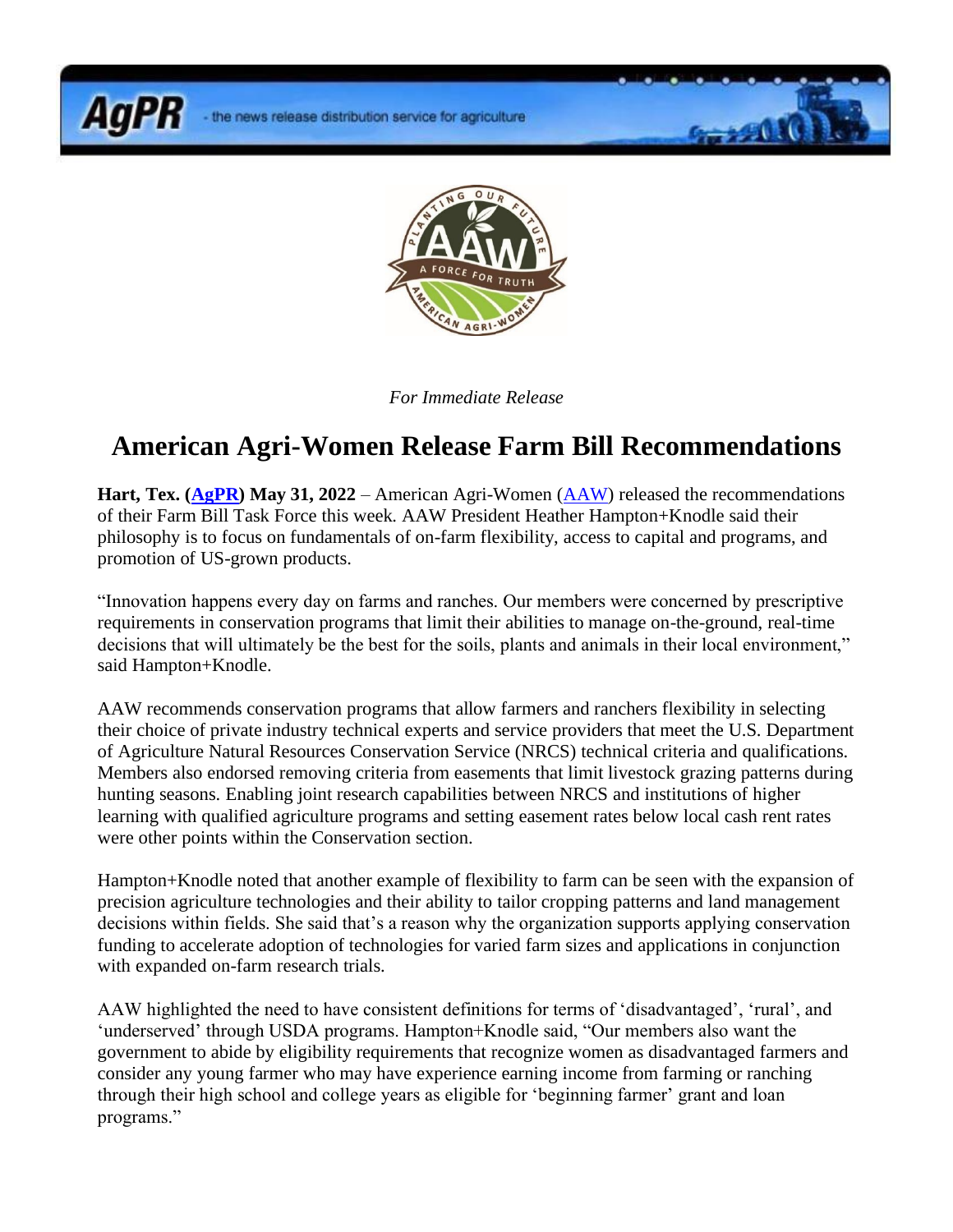*For Immediate Release*

# American Agri-Women Release Farm Bill Recommendations

**Hart, Tex. (AgPR) May 31, 2022** – American Agri-Women (AAW) released the recommendations of their Farm Bill Task Force this week. AAW President Heather Hampton+Knodle said their philosophy is to focus on fundamentals of on-farm flexibility, access to capital and programs, and promotion of US-grown products.

"Innovation happens every day on farms and ranches. Our members were concerned by prescriptive requirements in conservation programs that limit their abilities to manage on-the-ground, real-time decisions that will ultimately be the best for the soils, plants and animals in their local environment," said Hampton+Knodle.

AAW recommends conservation programs that allow farmers and ranchers flexibility in selecting their choice of private industry technical experts and service providers that meet the U.S. Department of Agriculture Natural Resources Conservation Service (NRCS) technical criteria and qualifications. Members also endorsed removing criteria from easements that limit livestock grazing patterns during hunting seasons. Enabling joint research capabilities between NRCS and institutions of higher learning with qualified agriculture programs and setting easement rates below local cash rent rates were other points within the Conservation section.

Hampton+Knodle noted that another example of flexibility to farm can be seen with the expansion of precision agriculture technologies and their ability to tailor cropping patterns and land management decisions within fields. She said that's a reason why the organization supports applying conservation funding to accelerate adoption of technologies for varied farm sizes and applications in conjunction with expanded on-farm research trials.

AAW highlighted the need to have consistent definitions for terms of 'disadvantaged', 'rural', and 'underserved' through USDA programs. Hampton+Knodle said, "Our members also want the government to abide by eligibility requirements that recognize women as disadvantaged farmers and consider any young farmer who may have experience earning income from farming or ranching through their high school and college years as eligible for 'beginning farmer' grant and loan programs."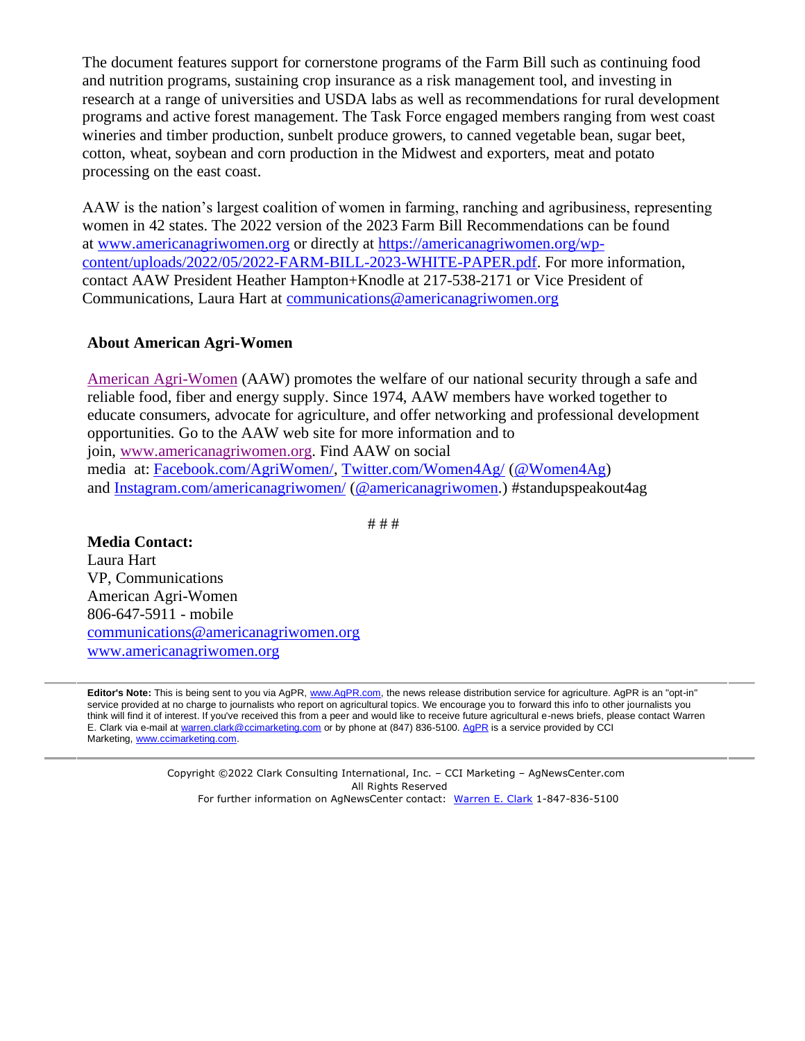The document features support for cornerstone programs of the Farm Bill such as continuing food and nutrition programs, sustaining crop insurance as a risk management tool, and investing in research at a range of universities and USDA labs as well as recommendations for rural development programs and active forest management. The Task Force engaged members ranging from west coast wineries and timber production, sunbelt produce growers, to canned vegetable bean, sugar beet, cotton, wheat, soybean and corn production in the Midwest and exporters, meat and potato processing on the east coast.

AAW is the nation's largest coalition of women in farming, ranching and agribusiness, representing women in 42 states. The 2022 version of the 2023 Farm Bill Recommendations can be found at www.americanagriwomen.org or directly at https://americanagriwomen.org/wp-content/uploads/2022/05/2022-FARM-BILL-2023-WHITE-PAPER.pdf. For more information, contact AAW President Heather Hampton+Knodle at 217-538-2171 or Vice President of Communications, Laura Hart at communications@americanagriwomen.org

**About American Agri-Women**

American Agri-Women (AAW) promotes the welfare of our national security through a safe and reliable food, fiber and energy supply. Since 1974, AAW members have worked together to educate consumers, advocate for agriculture, and offer networking and professional development opportunities. Go to the AAW web site for more information and to join, www.americanagriwomen.org. Find AAW on social media at: Facebook.com/AgriWomen/, Twitter.com/Women4Ag/ (@Women4Ag) and Instagram.com/americanagriwomen/ (@americanagriwomen.) #standupspeakout4ag

# # #

**Media Contact:**
Laura Hart
VP, Communications
American Agri-Women
806-647-5911 - mobile
communications@americanagriwomen.org
www.americanagriwomen.org

**Editor's Note:** This is being sent to you via AgPR, www.AgPR.com, the news release distribution service for agriculture. AgPR is an "opt-in" service provided at no charge to journalists who report on agricultural topics. We encourage you to forward this info to other journalists you think will find it of interest. If you've received this from a peer and would like to receive future agricultural e-news briefs, please contact Warren E. Clark via e-mail at warren.clark@ccimarketing.com or by phone at (847) 836-5100. AgPR is a service provided by CCI Marketing, www.ccimarketing.com.

Copyright ©2022 Clark Consulting International, Inc. – CCI Marketing – AgNewsCenter.com
All Rights Reserved
For further information on AgNewsCenter contact: Warren E. Clark 1-847-836-5100